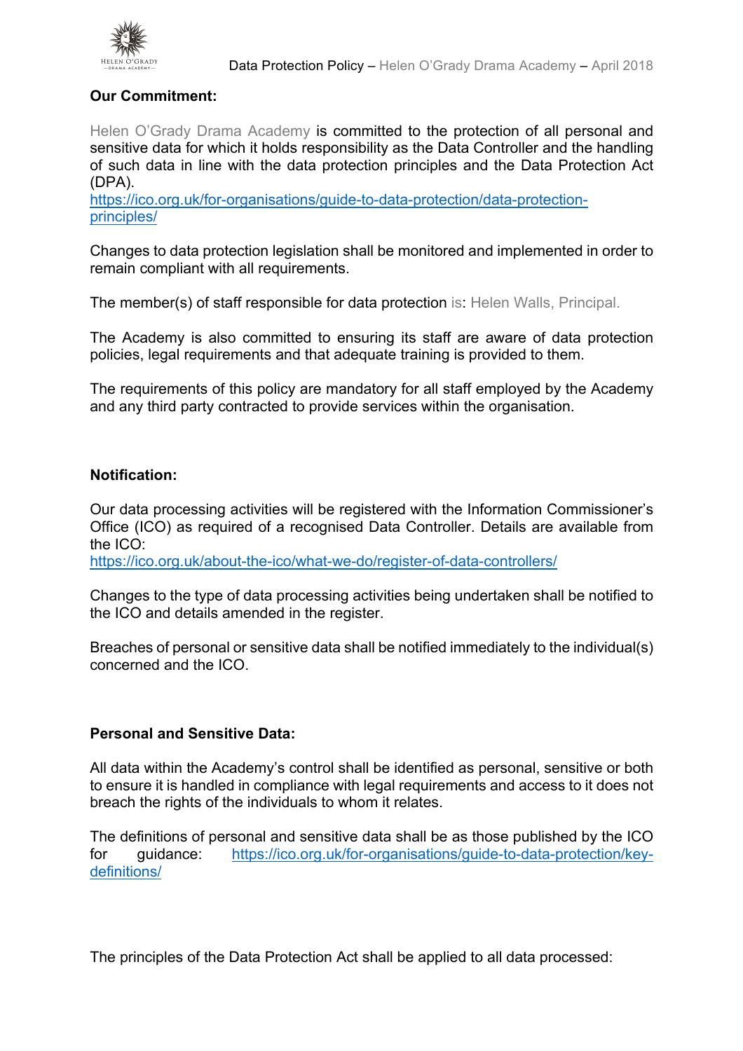### Our Commitment:

Helen O'Grady Drama Academy is committed to the protection of all personal and sensitive data for which it holds responsibility as the Data Controller and the handling of such data in line with the data protection principles and the Data Protection Act (DPA).
https://ico.org.uk/for-organisations/guide-to-data-protection/data-protection-principles/

Changes to data protection legislation shall be monitored and implemented in order to remain compliant with all requirements.

The member(s) of staff responsible for data protection is: Helen Walls, Principal.

The Academy is also committed to ensuring its staff are aware of data protection policies, legal requirements and that adequate training is provided to them.

The requirements of this policy are mandatory for all staff employed by the Academy and any third party contracted to provide services within the organisation.

### Notification:

Our data processing activities will be registered with the Information Commissioner's Office (ICO) as required of a recognised Data Controller. Details are available from the ICO:
https://ico.org.uk/about-the-ico/what-we-do/register-of-data-controllers/

Changes to the type of data processing activities being undertaken shall be notified to the ICO and details amended in the register.

Breaches of personal or sensitive data shall be notified immediately to the individual(s) concerned and the ICO.

### Personal and Sensitive Data:

All data within the Academy's control shall be identified as personal, sensitive or both to ensure it is handled in compliance with legal requirements and access to it does not breach the rights of the individuals to whom it relates.

The definitions of personal and sensitive data shall be as those published by the ICO for guidance: https://ico.org.uk/for-organisations/guide-to-data-protection/key-definitions/

The principles of the Data Protection Act shall be applied to all data processed: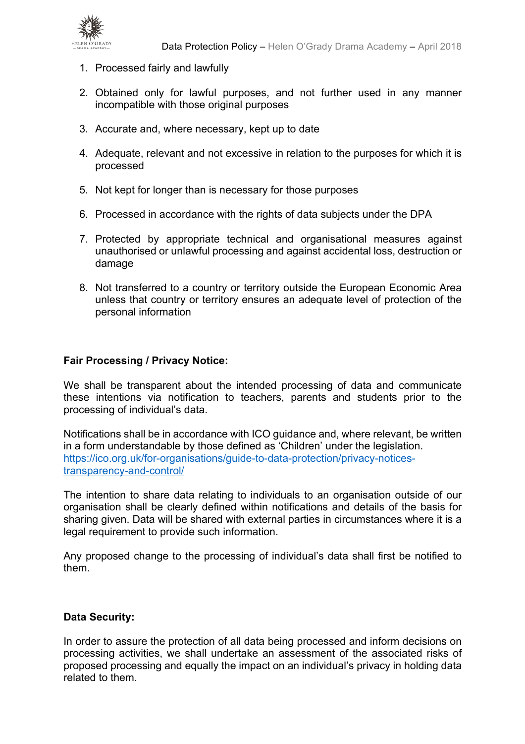1. Processed fairly and lawfully

2. Obtained only for lawful purposes, and not further used in any manner incompatible with those original purposes

3. Accurate and, where necessary, kept up to date

4. Adequate, relevant and not excessive in relation to the purposes for which it is processed

5. Not kept for longer than is necessary for those purposes

6. Processed in accordance with the rights of data subjects under the DPA

7. Protected by appropriate technical and organisational measures against unauthorised or unlawful processing and against accidental loss, destruction or damage

8. Not transferred to a country or territory outside the European Economic Area unless that country or territory ensures an adequate level of protection of the personal information

**Fair Processing / Privacy Notice:**

We shall be transparent about the intended processing of data and communicate these intentions via notification to teachers, parents and students prior to the processing of individual's data.

Notifications shall be in accordance with ICO guidance and, where relevant, be written in a form understandable by those defined as 'Children' under the legislation. [https://ico.org.uk/for-organisations/guide-to-data-protection/privacy-notices-transparency-and-control/](https://ico.org.uk/for-organisations/guide-to-data-protection/privacy-notices-transparency-and-control/)

The intention to share data relating to individuals to an organisation outside of our organisation shall be clearly defined within notifications and details of the basis for sharing given. Data will be shared with external parties in circumstances where it is a legal requirement to provide such information.

Any proposed change to the processing of individual's data shall first be notified to them.

**Data Security:**

In order to assure the protection of all data being processed and inform decisions on processing activities, we shall undertake an assessment of the associated risks of proposed processing and equally the impact on an individual's privacy in holding data related to them.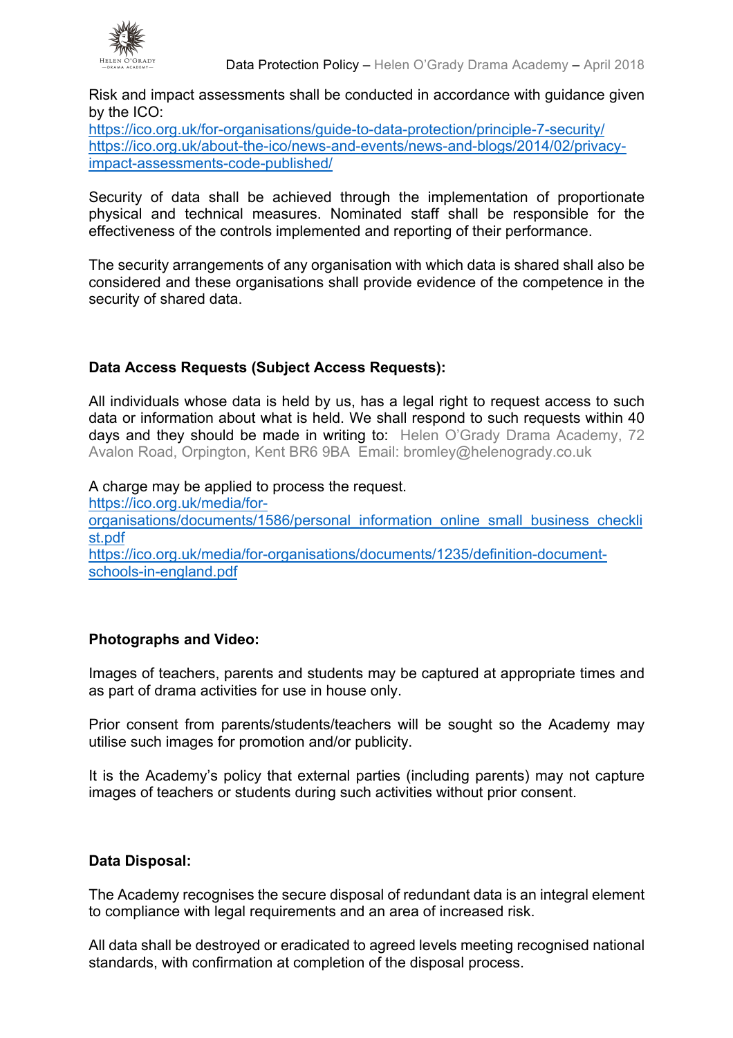Risk and impact assessments shall be conducted in accordance with guidance given by the ICO:
https://ico.org.uk/for-organisations/guide-to-data-protection/principle-7-security/
https://ico.org.uk/about-the-ico/news-and-events/news-and-blogs/2014/02/privacy-impact-assessments-code-published/

Security of data shall be achieved through the implementation of proportionate physical and technical measures. Nominated staff shall be responsible for the effectiveness of the controls implemented and reporting of their performance.

The security arrangements of any organisation with which data is shared shall also be considered and these organisations shall provide evidence of the competence in the security of shared data.

**Data Access Requests (Subject Access Requests):**

All individuals whose data is held by us, has a legal right to request access to such data or information about what is held. We shall respond to such requests within 40 days and they should be made in writing to: Helen O'Grady Drama Academy, 72 Avalon Road, Orpington, Kent BR6 9BA Email: bromley@helenogrady.co.uk

A charge may be applied to process the request.
https://ico.org.uk/media/for-organisations/documents/1586/personal_information_online_small_business_checklist.pdf
https://ico.org.uk/media/for-organisations/documents/1235/definition-document-schools-in-england.pdf

**Photographs and Video:**

Images of teachers, parents and students may be captured at appropriate times and as part of drama activities for use in house only.

Prior consent from parents/students/teachers will be sought so the Academy may utilise such images for promotion and/or publicity.

It is the Academy's policy that external parties (including parents) may not capture images of teachers or students during such activities without prior consent.

**Data Disposal:**

The Academy recognises the secure disposal of redundant data is an integral element to compliance with legal requirements and an area of increased risk.

All data shall be destroyed or eradicated to agreed levels meeting recognised national standards, with confirmation at completion of the disposal process.